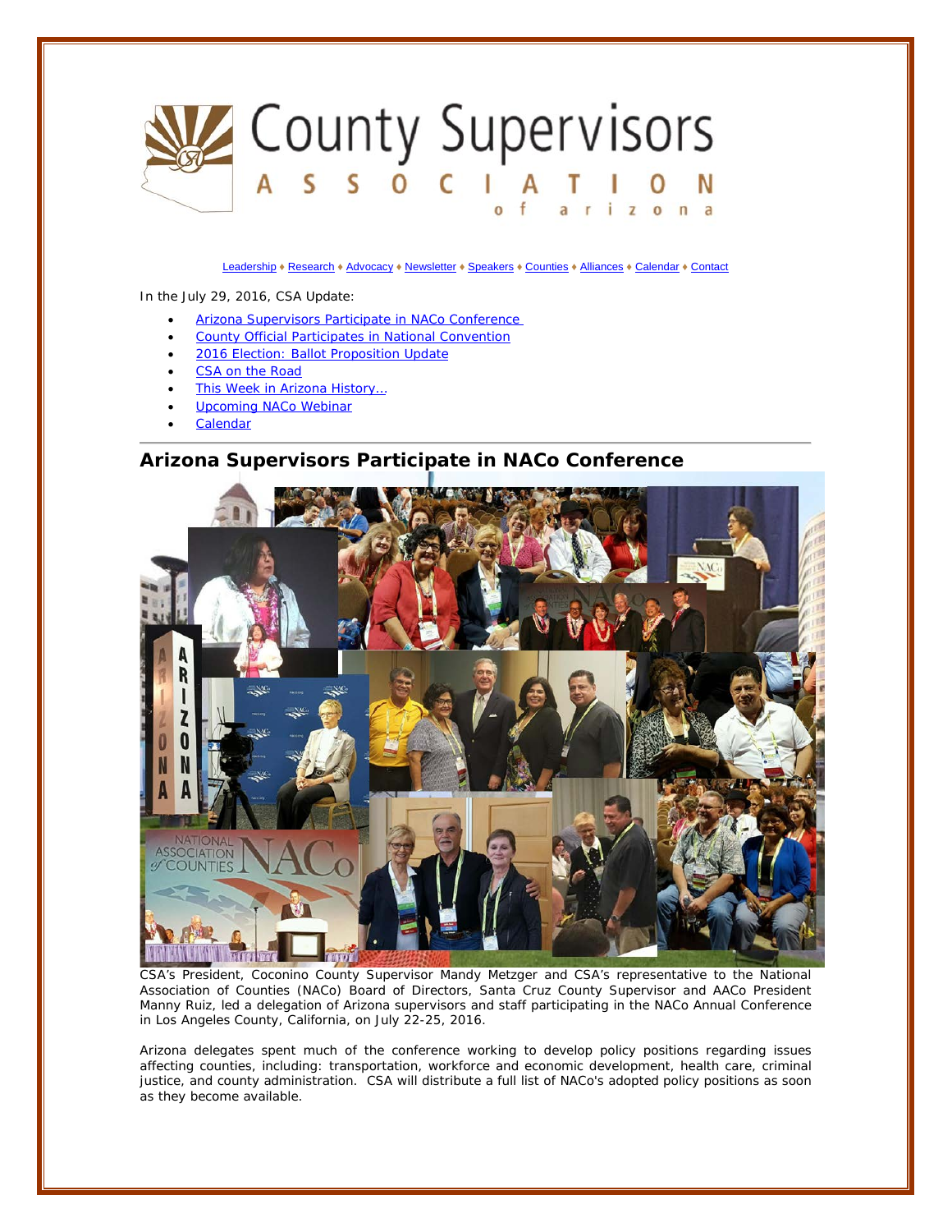# County Supervisors Association of Arizona

Leadership ♦ Research ♦ Advocacy ♦ Newsletter ♦ Speakers ♦ Counties ♦ Alliances ♦ Calendar ♦ Contact

In the July 29, 2016, CSA Update:

- Arizona Supervisors Participate in NACo Conference
- County Official Participates in National Convention
- 2016 Election: Ballot Proposition Update
- CSA on the Road
- This Week in Arizona History...
- Upcoming NACo Webinar
- Calendar

---

## Arizona Supervisors Participate in NACo Conference

CSA's President, Coconino County Supervisor Mandy Metzger and CSA's representative to the National Association of Counties (NACo) Board of Directors, Santa Cruz County Supervisor and AACo President Manny Ruiz, led a delegation of Arizona supervisors and staff participating in the NACo Annual Conference in Los Angeles County, California, on July 22-25, 2016.

Arizona delegates spent much of the conference working to develop policy positions regarding issues affecting counties, including: transportation, workforce and economic development, health care, criminal justice, and county administration. CSA will distribute a full list of NACo's adopted policy positions as soon as they become available.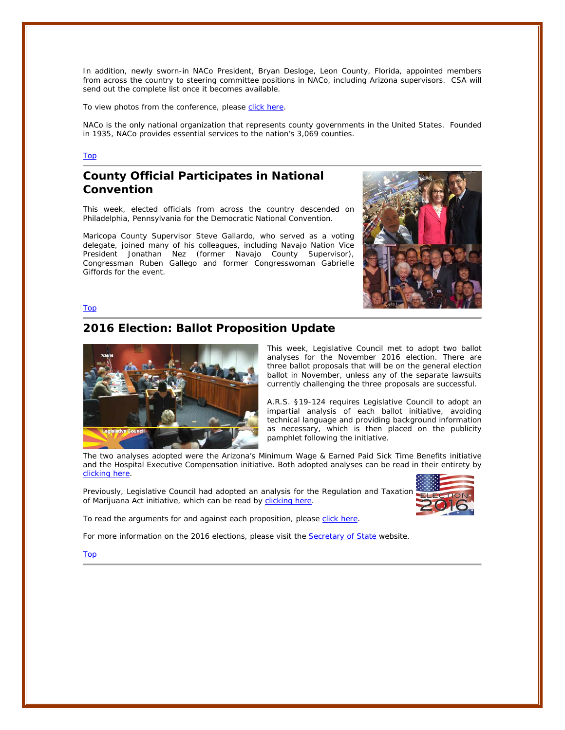In addition, newly sworn-in NACo President, Bryan Desloge, Leon County, Florida, appointed members from across the country to steering committee positions in NACo, including Arizona supervisors. CSA will send out the complete list once it becomes available.

To view photos from the conference, please click here.

NACo is the only national organization that represents county governments in the United States. Founded in 1935, NACo provides essential services to the nation's 3,069 counties.

Top

## County Official Participates in National Convention

This week, elected officials from across the country descended on Philadelphia, Pennsylvania for the Democratic National Convention.

Maricopa County Supervisor Steve Gallardo, who served as a voting delegate, joined many of his colleagues, including Navajo Nation Vice President Jonathan Nez (former Navajo County Supervisor), Congressman Ruben Gallego and former Congresswoman Gabrielle Giffords for the event.

Top

## 2016 Election: Ballot Proposition Update

This week, Legislative Council met to adopt two ballot analyses for the November 2016 election. There are three ballot proposals that will be on the general election ballot in November, unless any of the separate lawsuits currently challenging the three proposals are successful.

A.R.S. §19-124 requires Legislative Council to adopt an impartial analysis of each ballot initiative, avoiding technical language and providing background information as necessary, which is then placed on the publicity pamphlet following the initiative.

The two analyses adopted were the Arizona's Minimum Wage & Earned Paid Sick Time Benefits initiative and the Hospital Executive Compensation initiative. Both adopted analyses can be read in their entirety by clicking here.

Previously, Legislative Council had adopted an analysis for the Regulation and Taxation of Marijuana Act initiative, which can be read by clicking here.

To read the arguments for and against each proposition, please click here.

For more information on the 2016 elections, please visit the Secretary of State website.

Top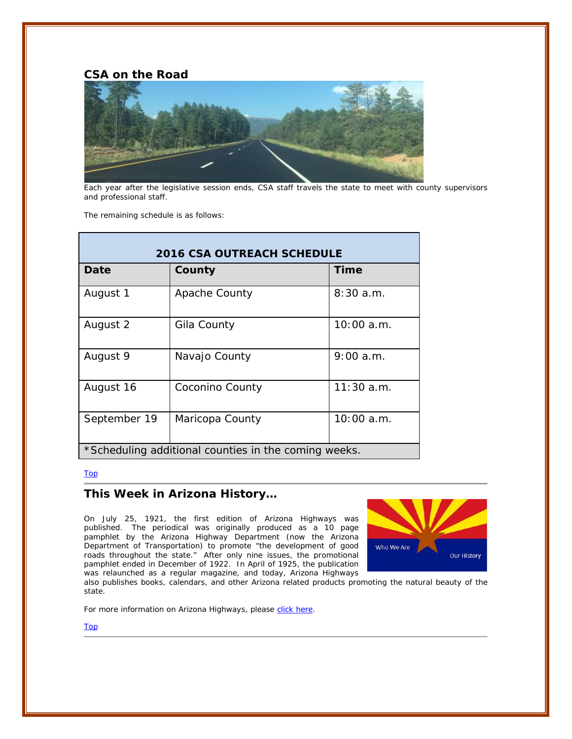## CSA on the Road

Each year after the legislative session ends, CSA staff travels the state to meet with county supervisors and professional staff.

The remaining schedule is as follows:

| 2016 CSA OUTREACH SCHEDULE | | |
|---|---|---|
| **Date** | **County** | **Time** |
| August 1 | Apache County | 8:30 a.m. |
| August 2 | Gila County | 10:00 a.m. |
| August 9 | Navajo County | 9:00 a.m. |
| August 16 | Coconino County | 11:30 a.m. |
| September 19 | Maricopa County | 10:00 a.m. |
| *Scheduling additional counties in the coming weeks. | | |

Top

## This Week in Arizona History…

On July 25, 1921, the first edition of Arizona Highways was published. The periodical was originally produced as a 10 page pamphlet by the Arizona Highway Department (now the Arizona Department of Transportation) to promote "the development of good roads throughout the state." After only nine issues, the promotional pamphlet ended in December of 1922. In April of 1925, the publication was relaunched as a regular magazine, and today, Arizona Highways also publishes books, calendars, and other Arizona related products promoting the natural beauty of the state.

For more information on Arizona Highways, please click here.

Top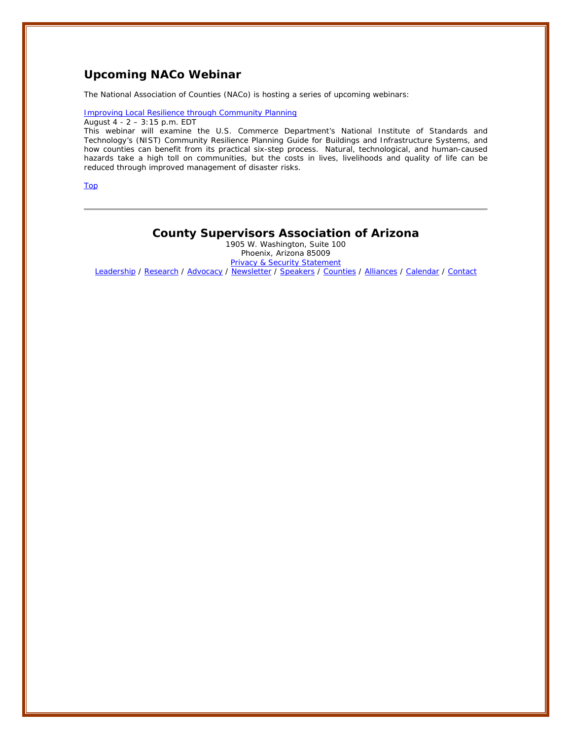## Upcoming NACo Webinar

The National Association of Counties (NACo) is hosting a series of upcoming webinars:

Improving Local Resilience through Community Planning
August 4 - 2 – 3:15 p.m. EDT
This webinar will examine the U.S. Commerce Department's National Institute of Standards and Technology's (NIST) Community Resilience Planning Guide for Buildings and Infrastructure Systems, and how counties can benefit from its practical six-step process. Natural, technological, and human-caused hazards take a high toll on communities, but the costs in lives, livelihoods and quality of life can be reduced through improved management of disaster risks.

Top

---

## County Supervisors Association of Arizona

1905 W. Washington, Suite 100
Phoenix, Arizona 85009
Privacy & Security Statement
Leadership / Research / Advocacy / Newsletter / Speakers / Counties / Alliances / Calendar / Contact